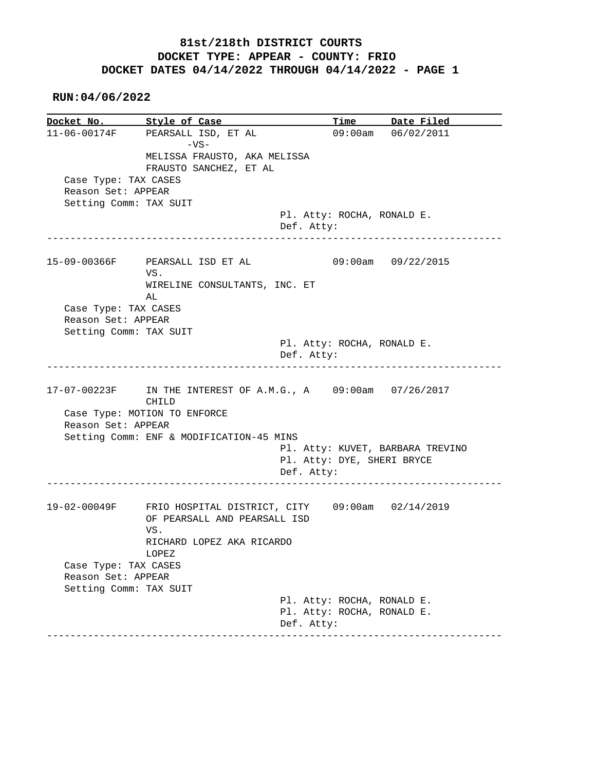**81st/218th DISTRICT COURTS**
**DOCKET TYPE: APPEAR - COUNTY: FRIO**
**DOCKET DATES 04/14/2022 THROUGH 04/14/2022 - PAGE 1**

**RUN:04/06/2022**

| Docket No. | Style of Case | Time | Date Filed |
|---|---|---|---|
| 11-06-00174F | PEARSALL ISD, ET AL -VS- MELISSA FRAUSTO, AKA MELISSA FRAUSTO SANCHEZ, ET AL | 09:00am | 06/02/2011 |

Case Type: TAX CASES
Reason Set: APPEAR
Setting Comm: TAX SUIT
Pl. Atty: ROCHA, RONALD E.
Def. Atty:

---

| Docket No. | Style of Case | Time | Date Filed |
|---|---|---|---|
| 15-09-00366F | PEARSALL ISD ET AL VS. WIRELINE CONSULTANTS, INC. ET AL | 09:00am | 09/22/2015 |

Case Type: TAX CASES
Reason Set: APPEAR
Setting Comm: TAX SUIT
Pl. Atty: ROCHA, RONALD E.
Def. Atty:

---

| Docket No. | Style of Case | Time | Date Filed |
|---|---|---|---|
| 17-07-00223F | IN THE INTEREST OF A.M.G., A CHILD | 09:00am | 07/26/2017 |

Case Type: MOTION TO ENFORCE
Reason Set: APPEAR
Setting Comm: ENF & MODIFICATION-45 MINS
Pl. Atty: KUVET, BARBARA TREVINO
Pl. Atty: DYE, SHERI BRYCE
Def. Atty:

---

| Docket No. | Style of Case | Time | Date Filed |
|---|---|---|---|
| 19-02-00049F | FRIO HOSPITAL DISTRICT, CITY OF PEARSALL AND PEARSALL ISD VS. RICHARD LOPEZ AKA RICARDO LOPEZ | 09:00am | 02/14/2019 |

Case Type: TAX CASES
Reason Set: APPEAR
Setting Comm: TAX SUIT
Pl. Atty: ROCHA, RONALD E.
Pl. Atty: ROCHA, RONALD E.
Def. Atty:

---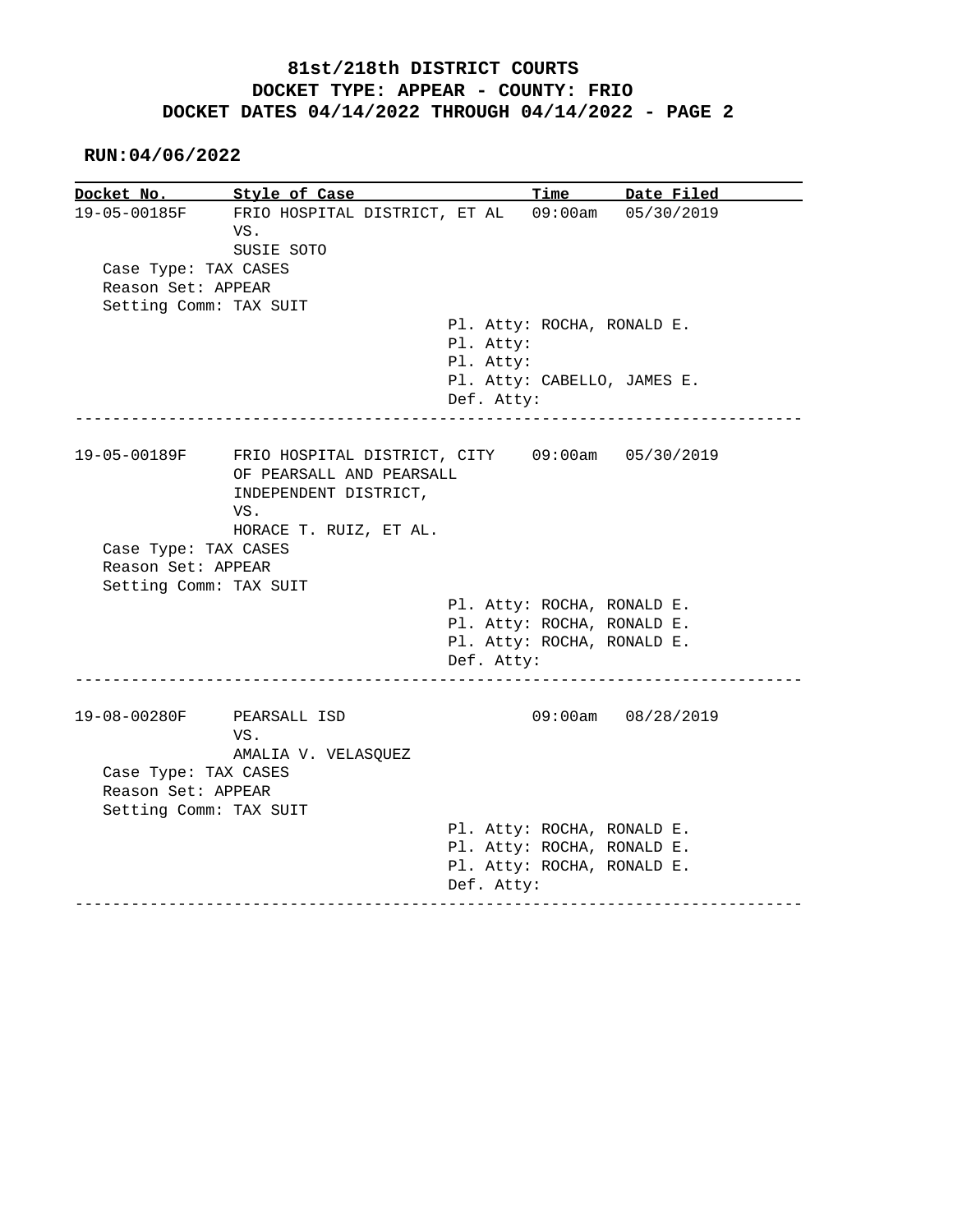# 81st/218th DISTRICT COURTS
## DOCKET TYPE: APPEAR - COUNTY: FRIO
## DOCKET DATES 04/14/2022 THROUGH 04/14/2022 - PAGE 2

**RUN:04/06/2022**

| Docket No. | Style of Case | Time | Date Filed |
|---|---|---|---|
| 19-05-00185F | FRIO HOSPITAL DISTRICT, ET AL VS. SUSIE SOTO | 09:00am | 05/30/2019 |

Case Type: TAX CASES
Reason Set: APPEAR
Setting Comm: TAX SUIT

Pl. Atty: ROCHA, RONALD E.
Pl. Atty:
Pl. Atty:
Pl. Atty: CABELLO, JAMES E.
Def. Atty:

---

| Docket No. | Style of Case | Time | Date Filed |
|---|---|---|---|
| 19-05-00189F | FRIO HOSPITAL DISTRICT, CITY OF PEARSALL AND PEARSALL INDEPENDENT DISTRICT, VS. HORACE T. RUIZ, ET AL. | 09:00am | 05/30/2019 |

Case Type: TAX CASES
Reason Set: APPEAR
Setting Comm: TAX SUIT

Pl. Atty: ROCHA, RONALD E.
Pl. Atty: ROCHA, RONALD E.
Pl. Atty: ROCHA, RONALD E.
Def. Atty:

---

| Docket No. | Style of Case | Time | Date Filed |
|---|---|---|---|
| 19-08-00280F | PEARSALL ISD VS. AMALIA V. VELASQUEZ | 09:00am | 08/28/2019 |

Case Type: TAX CASES
Reason Set: APPEAR
Setting Comm: TAX SUIT

Pl. Atty: ROCHA, RONALD E.
Pl. Atty: ROCHA, RONALD E.
Pl. Atty: ROCHA, RONALD E.
Def. Atty:

---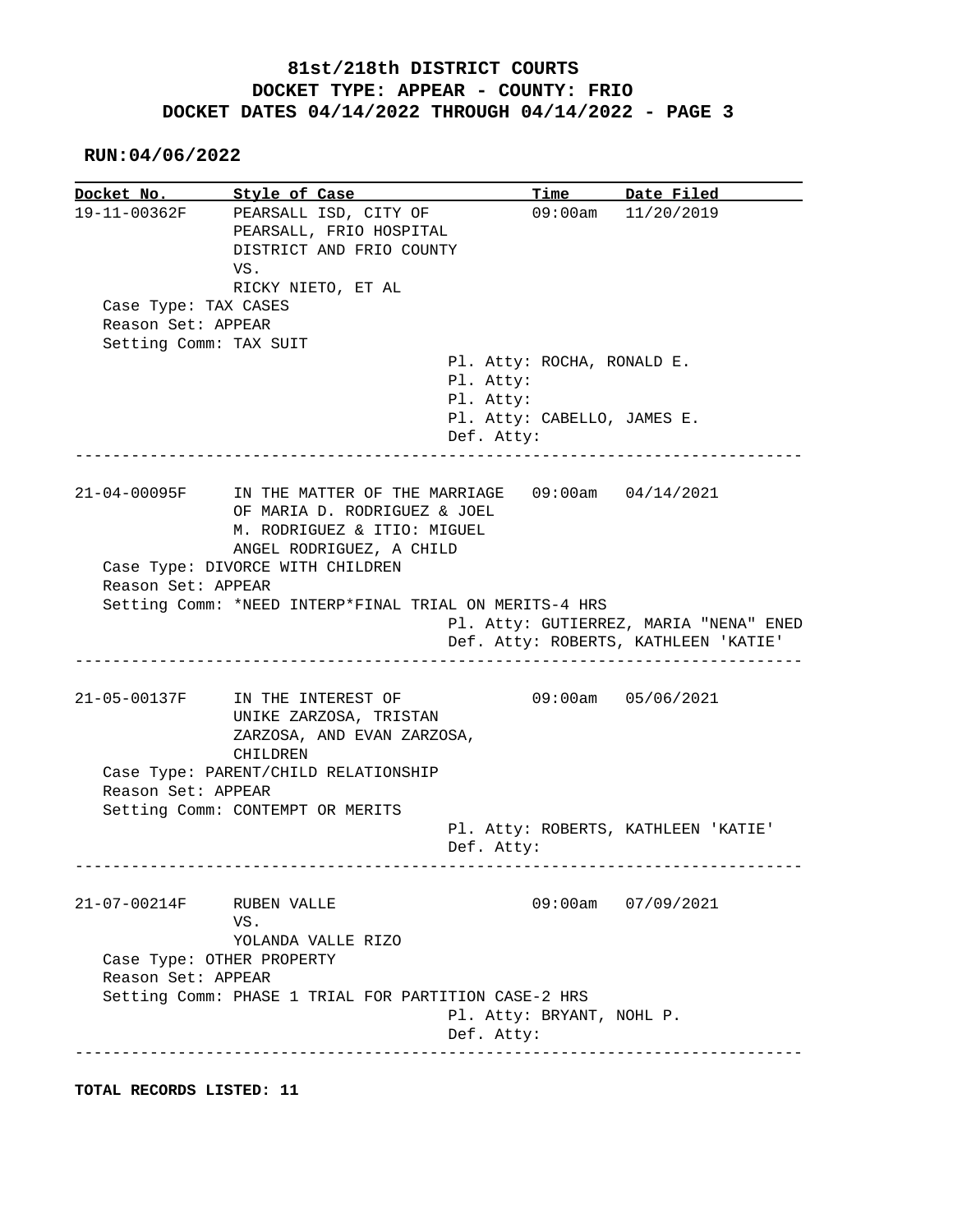# 81st/218th DISTRICT COURTS
# DOCKET TYPE: APPEAR - COUNTY: FRIO
# DOCKET DATES 04/14/2022 THROUGH 04/14/2022 - PAGE 3

**RUN:04/06/2022**

| Docket No. | Style of Case | Time | Date Filed |
|---|---|---|---|
| 19-11-00362F | PEARSALL ISD, CITY OF PEARSALL, FRIO HOSPITAL DISTRICT AND FRIO COUNTY VS. RICKY NIETO, ET AL | 09:00am | 11/20/2019 |

Case Type: TAX CASES
Reason Set: APPEAR
Setting Comm: TAX SUIT

Pl. Atty: ROCHA, RONALD E.
Pl. Atty:
Pl. Atty:
Pl. Atty: CABELLO, JAMES E.
Def. Atty:

---

| Docket No. | Style of Case | Time | Date Filed |
|---|---|---|---|
| 21-04-00095F | IN THE MATTER OF THE MARRIAGE OF MARIA D. RODRIGUEZ & JOEL M. RODRIGUEZ & ITIO: MIGUEL ANGEL RODRIGUEZ, A CHILD | 09:00am | 04/14/2021 |

Case Type: DIVORCE WITH CHILDREN
Reason Set: APPEAR
Setting Comm: *NEED INTERP*FINAL TRIAL ON MERITS-4 HRS

Pl. Atty: GUTIERREZ, MARIA "NENA" ENED
Def. Atty: ROBERTS, KATHLEEN 'KATIE'

---

| Docket No. | Style of Case | Time | Date Filed |
|---|---|---|---|
| 21-05-00137F | IN THE INTEREST OF UNIKE ZARZOSA, TRISTAN ZARZOSA, AND EVAN ZARZOSA, CHILDREN | 09:00am | 05/06/2021 |

Case Type: PARENT/CHILD RELATIONSHIP
Reason Set: APPEAR
Setting Comm: CONTEMPT OR MERITS

Pl. Atty: ROBERTS, KATHLEEN 'KATIE'
Def. Atty:

---

| Docket No. | Style of Case | Time | Date Filed |
|---|---|---|---|
| 21-07-00214F | RUBEN VALLE VS. YOLANDA VALLE RIZO | 09:00am | 07/09/2021 |

Case Type: OTHER PROPERTY
Reason Set: APPEAR
Setting Comm: PHASE 1 TRIAL FOR PARTITION CASE-2 HRS

Pl. Atty: BRYANT, NOHL P.
Def. Atty:

---

**TOTAL RECORDS LISTED: 11**